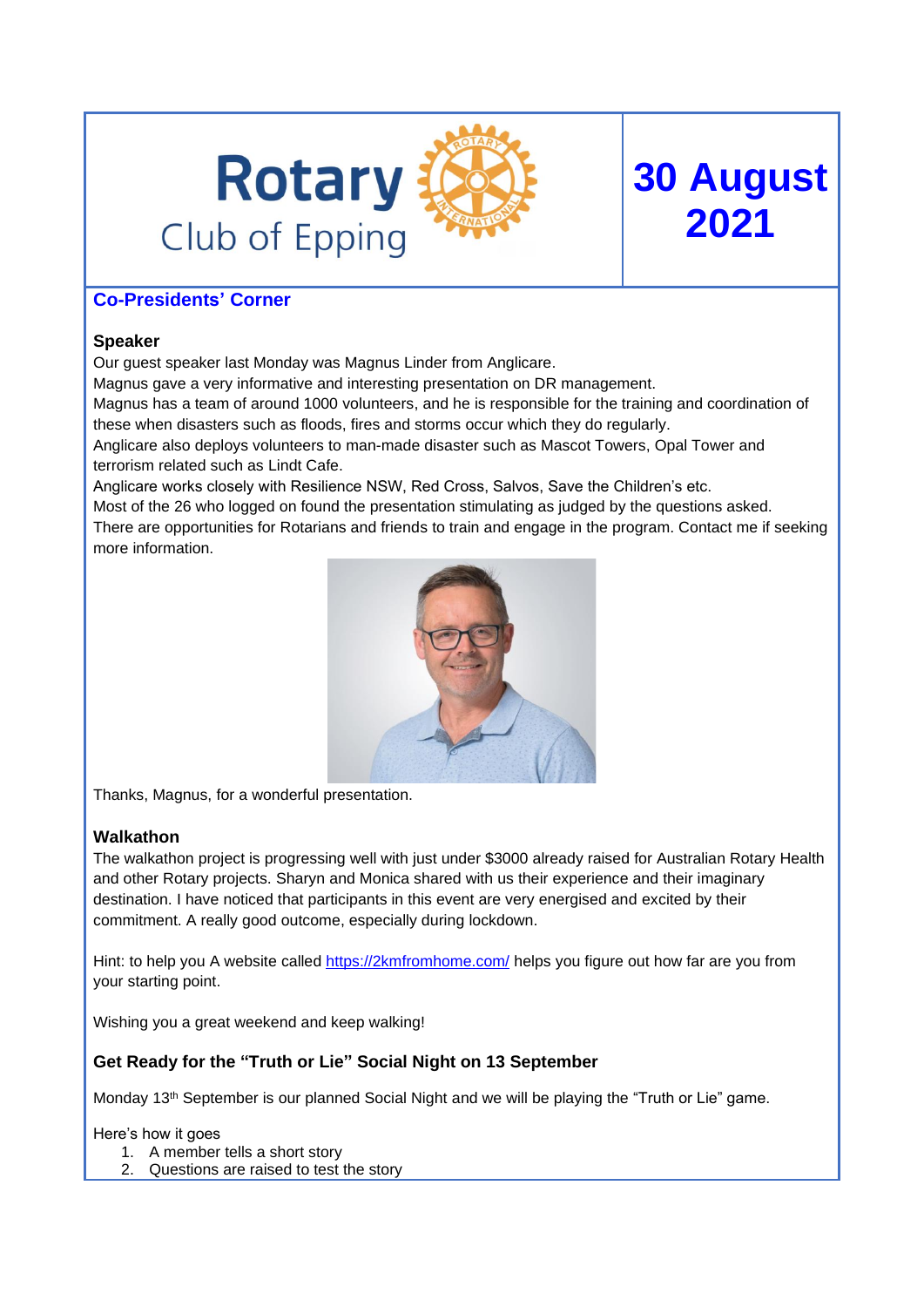# Rotary Club of Epping

# 30 August 2021

## Co-Presidents' Corner

### Speaker

Our guest speaker last Monday was Magnus Linder from Anglicare.
Magnus gave a very informative and interesting presentation on DR management.
Magnus has a team of around 1000 volunteers, and he is responsible for the training and coordination of these when disasters such as floods, fires and storms occur which they do regularly.
Anglicare also deploys volunteers to man-made disaster such as Mascot Towers, Opal Tower and terrorism related such as Lindt Cafe.
Anglicare works closely with Resilience NSW, Red Cross, Salvos, Save the Children's etc.
Most of the 26 who logged on found the presentation stimulating as judged by the questions asked.
There are opportunities for Rotarians and friends to train and engage in the program. Contact me if seeking more information.

Thanks, Magnus, for a wonderful presentation.

### Walkathon

The walkathon project is progressing well with just under $3000 already raised for Australian Rotary Health and other Rotary projects. Sharyn and Monica shared with us their experience and their imaginary destination. I have noticed that participants in this event are very energised and excited by their commitment. A really good outcome, especially during lockdown.

Hint: to help you A website called https://2kmfromhome.com/ helps you figure out how far are you from your starting point.

Wishing you a great weekend and keep walking!

### Get Ready for the "Truth or Lie" Social Night on 13 September

Monday 13th September is our planned Social Night and we will be playing the "Truth or Lie" game.

Here's how it goes

1. A member tells a short story
2. Questions are raised to test the story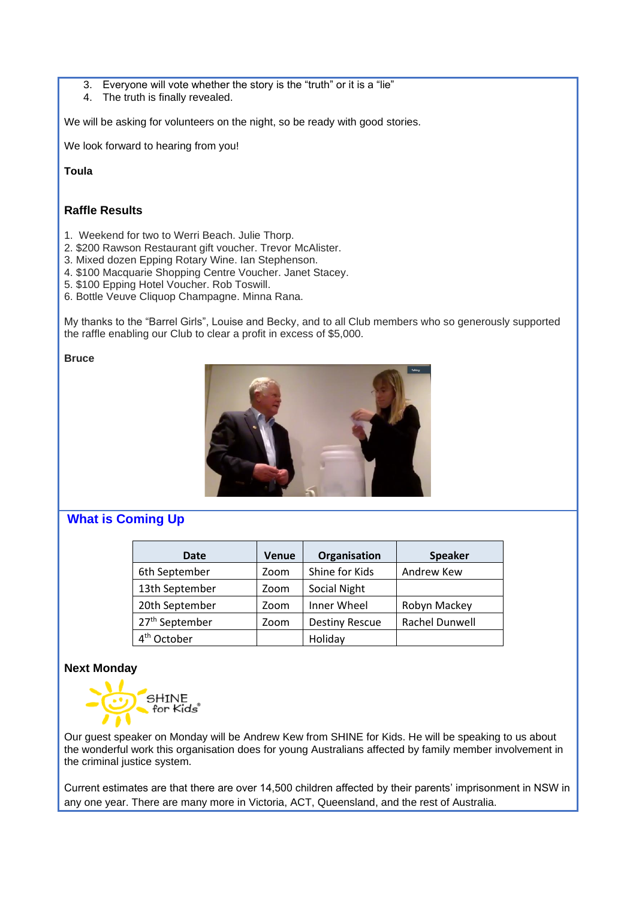3. Everyone will vote whether the story is the “truth” or it is a “lie”
4. The truth is finally revealed.

We will be asking for volunteers on the night, so be ready with good stories.

We look forward to hearing from you!

**Toula**

### Raffle Results

1. Weekend for two to Werri Beach. Julie Thorp.
2. $200 Rawson Restaurant gift voucher. Trevor McAlister.
3. Mixed dozen Epping Rotary Wine. Ian Stephenson.
4. $100 Macquarie Shopping Centre Voucher. Janet Stacey.
5. $100 Epping Hotel Voucher. Rob Toswill.
6. Bottle Veuve Cliquop Champagne. Minna Rana.

My thanks to the “Barrel Girls”, Louise and Becky, and to all Club members who so generously supported the raffle enabling our Club to clear a profit in excess of $5,000.

**Bruce**

## What is Coming Up

| Date | Venue | Organisation | Speaker |
|---|---|---|---|
| 6th September | Zoom | Shine for Kids | Andrew Kew |
| 13th September | Zoom | Social Night | |
| 20th September | Zoom | Inner Wheel | Robyn Mackey |
| 27th September | Zoom | Destiny Rescue | Rachel Dunwell |
| 4th October | | Holiday | |

### Next Monday

SHINE for Kids

Our guest speaker on Monday will be Andrew Kew from SHINE for Kids. He will be speaking to us about the wonderful work this organisation does for young Australians affected by family member involvement in the criminal justice system.

Current estimates are that there are over 14,500 children affected by their parents’ imprisonment in NSW in any one year. There are many more in Victoria, ACT, Queensland, and the rest of Australia.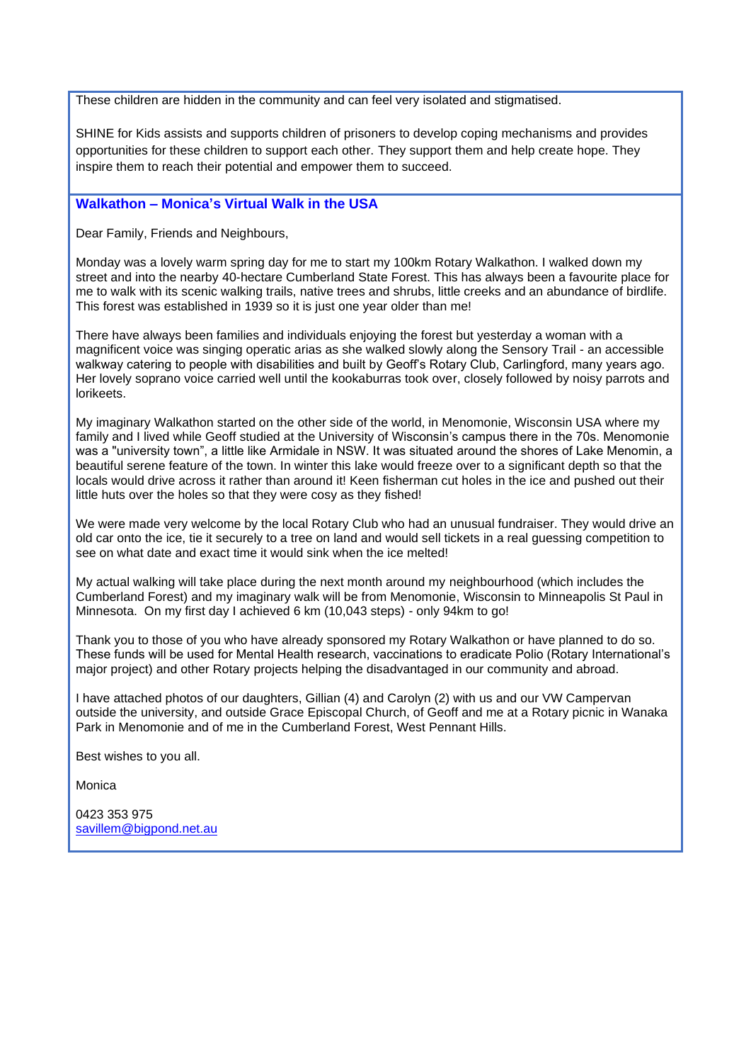These children are hidden in the community and can feel very isolated and stigmatised.

SHINE for Kids assists and supports children of prisoners to develop coping mechanisms and provides opportunities for these children to support each other. They support them and help create hope. They inspire them to reach their potential and empower them to succeed.

### Walkathon – Monica's Virtual Walk in the USA

Dear Family, Friends and Neighbours,

Monday was a lovely warm spring day for me to start my 100km Rotary Walkathon. I walked down my street and into the nearby 40-hectare Cumberland State Forest. This has always been a favourite place for me to walk with its scenic walking trails, native trees and shrubs, little creeks and an abundance of birdlife. This forest was established in 1939 so it is just one year older than me!

There have always been families and individuals enjoying the forest but yesterday a woman with a magnificent voice was singing operatic arias as she walked slowly along the Sensory Trail - an accessible walkway catering to people with disabilities and built by Geoff's Rotary Club, Carlingford, many years ago. Her lovely soprano voice carried well until the kookaburras took over, closely followed by noisy parrots and lorikeets.

My imaginary Walkathon started on the other side of the world, in Menomonie, Wisconsin USA where my family and I lived while Geoff studied at the University of Wisconsin's campus there in the 70s. Menomonie was a "university town", a little like Armidale in NSW. It was situated around the shores of Lake Menomin, a beautiful serene feature of the town. In winter this lake would freeze over to a significant depth so that the locals would drive across it rather than around it! Keen fisherman cut holes in the ice and pushed out their little huts over the holes so that they were cosy as they fished!

We were made very welcome by the local Rotary Club who had an unusual fundraiser. They would drive an old car onto the ice, tie it securely to a tree on land and would sell tickets in a real guessing competition to see on what date and exact time it would sink when the ice melted!

My actual walking will take place during the next month around my neighbourhood (which includes the Cumberland Forest) and my imaginary walk will be from Menomonie, Wisconsin to Minneapolis St Paul in Minnesota. On my first day I achieved 6 km (10,043 steps) - only 94km to go!

Thank you to those of you who have already sponsored my Rotary Walkathon or have planned to do so. These funds will be used for Mental Health research, vaccinations to eradicate Polio (Rotary International's major project) and other Rotary projects helping the disadvantaged in our community and abroad.

I have attached photos of our daughters, Gillian (4) and Carolyn (2) with us and our VW Campervan outside the university, and outside Grace Episcopal Church, of Geoff and me at a Rotary picnic in Wanaka Park in Menomonie and of me in the Cumberland Forest, West Pennant Hills.

Best wishes to you all.

Monica

0423 353 975
savillem@bigpond.net.au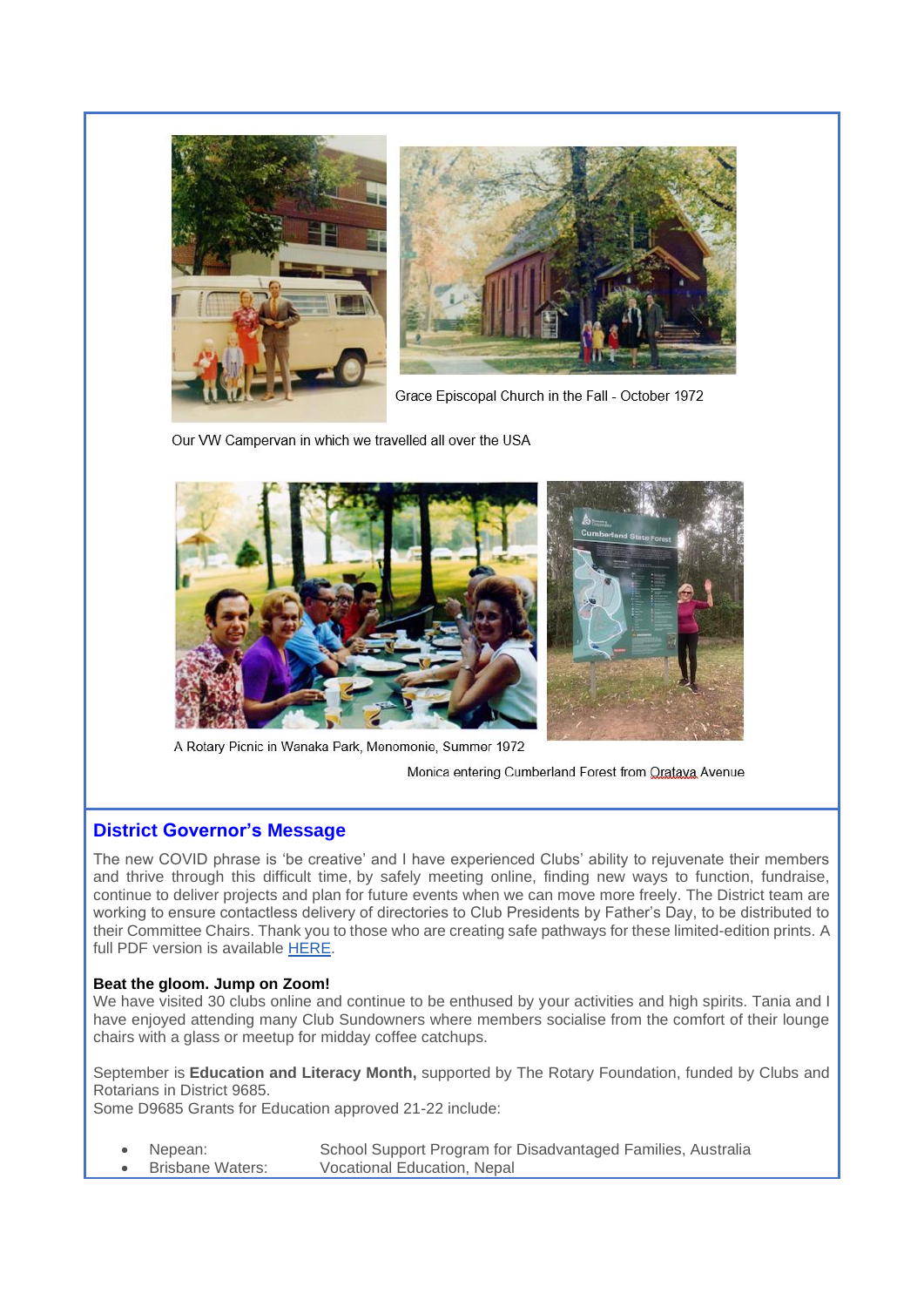Grace Episcopal Church in the Fall - October 1972

Our VW Campervan in which we travelled all over the USA

A Rotary Picnic in Wanaka Park, Menomonie, Summer 1972

Monica entering Cumberland Forest from Oratava Avenue

## District Governor's Message

The new COVID phrase is 'be creative' and I have experienced Clubs' ability to rejuvenate their members and thrive through this difficult time, by safely meeting online, finding new ways to function, fundraise, continue to deliver projects and plan for future events when we can move more freely. The District team are working to ensure contactless delivery of directories to Club Presidents by Father's Day, to be distributed to their Committee Chairs. Thank you to those who are creating safe pathways for these limited-edition prints. A full PDF version is available [HERE](#).

**Beat the gloom. Jump on Zoom!**
We have visited 30 clubs online and continue to be enthused by your activities and high spirits. Tania and I have enjoyed attending many Club Sundowners where members socialise from the comfort of their lounge chairs with a glass or meetup for midday coffee catchups.

September is **Education and Literacy Month,** supported by The Rotary Foundation, funded by Clubs and Rotarians in District 9685.
Some D9685 Grants for Education approved 21-22 include:

- Nepean: School Support Program for Disadvantaged Families, Australia
- Brisbane Waters: Vocational Education, Nepal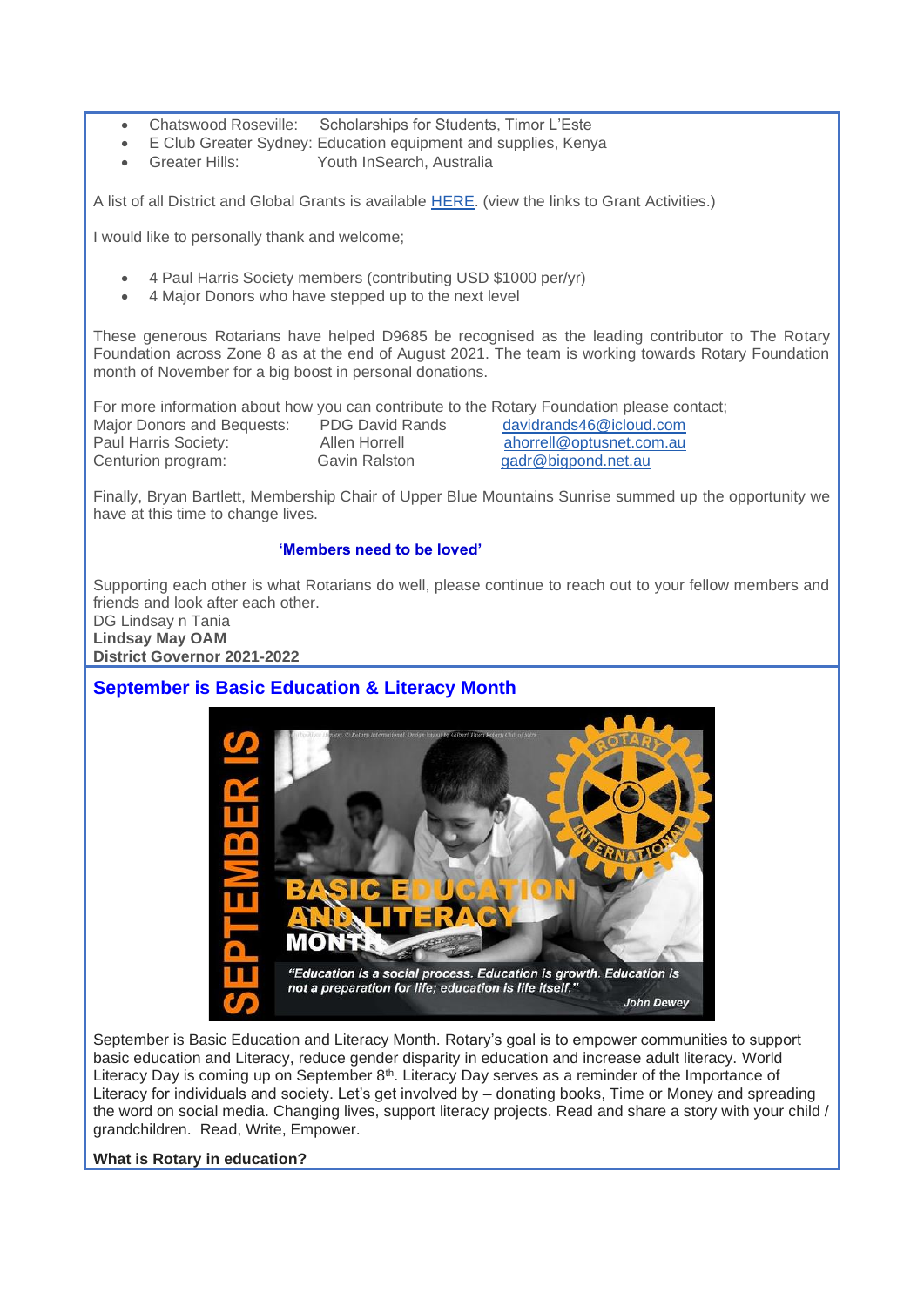- Chatswood Roseville: Scholarships for Students, Timor L'Este
- E Club Greater Sydney: Education equipment and supplies, Kenya
- Greater Hills: Youth InSearch, Australia

A list of all District and Global Grants is available HERE. (view the links to Grant Activities.)

I would like to personally thank and welcome;

- 4 Paul Harris Society members (contributing USD $1000 per/yr)
- 4 Major Donors who have stepped up to the next level

These generous Rotarians have helped D9685 be recognised as the leading contributor to The Rotary Foundation across Zone 8 as at the end of August 2021. The team is working towards Rotary Foundation month of November for a big boost in personal donations.

For more information about how you can contribute to the Rotary Foundation please contact;

| | | |
|---|---|---|
| Major Donors and Bequests: | PDG David Rands | davidrands46@icloud.com |
| Paul Harris Society: | Allen Horrell | ahorrell@optusnet.com.au |
| Centurion program: | Gavin Ralston | gadr@bigpond.net.au |

Finally, Bryan Bartlett, Membership Chair of Upper Blue Mountains Sunrise summed up the opportunity we have at this time to change lives.

**'Members need to be loved'**

Supporting each other is what Rotarians do well, please continue to reach out to your fellow members and friends and look after each other.
DG Lindsay n Tania
**Lindsay May OAM**
**District Governor 2021-2022**

## September is Basic Education & Literacy Month

September is Basic Education and Literacy Month. Rotary's goal is to empower communities to support basic education and Literacy, reduce gender disparity in education and increase adult literacy. World Literacy Day is coming up on September 8th. Literacy Day serves as a reminder of the Importance of Literacy for individuals and society. Let's get involved by – donating books, Time or Money and spreading the word on social media. Changing lives, support literacy projects. Read and share a story with your child / grandchildren. Read, Write, Empower.

**What is Rotary in education?**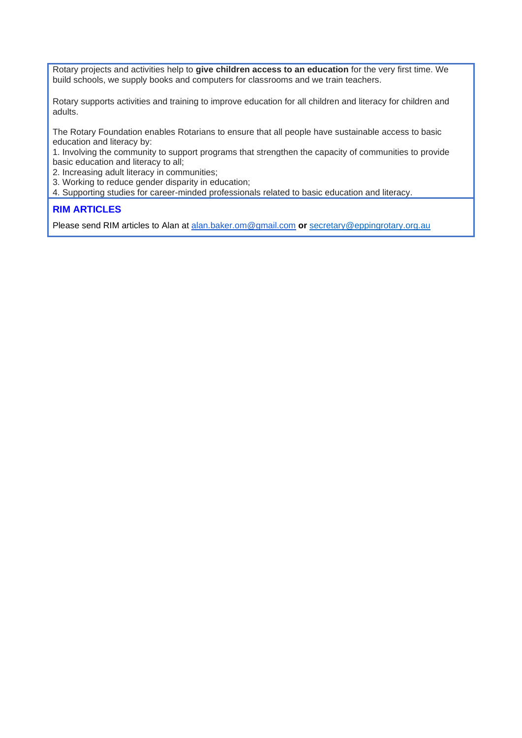Rotary projects and activities help to **give children access to an education** for the very first time. We build schools, we supply books and computers for classrooms and we train teachers.

Rotary supports activities and training to improve education for all children and literacy for children and adults.

The Rotary Foundation enables Rotarians to ensure that all people have sustainable access to basic education and literacy by:

1. Involving the community to support programs that strengthen the capacity of communities to provide basic education and literacy to all;
2. Increasing adult literacy in communities;
3. Working to reduce gender disparity in education;
4. Supporting studies for career-minded professionals related to basic education and literacy.

## RIM ARTICLES

Please send RIM articles to Alan at alan.baker.om@gmail.com **or** secretary@eppingrotary.org.au